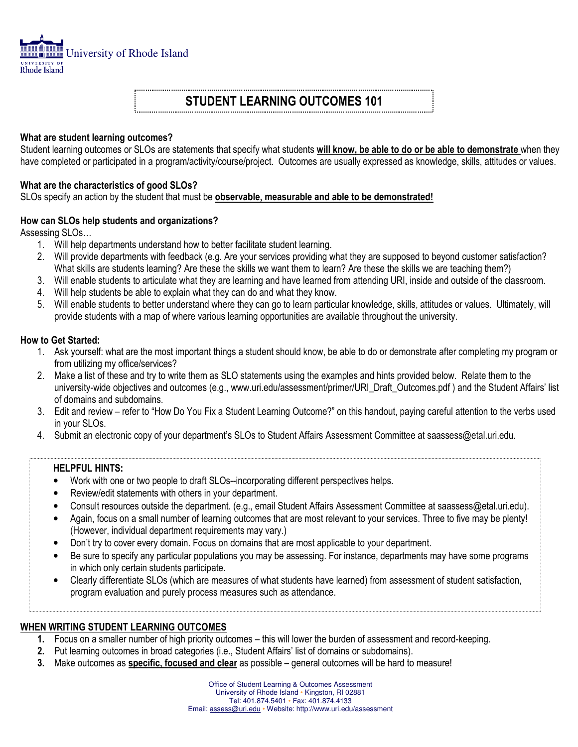University of Rhode Island

# STUDENT LEARNING OUTCOMES 101

**What are student learning outcomes?**

Student learning outcomes or SLOs are statements that specify what students **will know, be able to do or be able to demonstrate** when they have completed or participated in a program/activity/course/project. Outcomes are usually expressed as knowledge, skills, attitudes or values.

**What are the characteristics of good SLOs?**

SLOs specify an action by the student that must be **observable, measurable and able to be demonstrated!**

**How can SLOs help students and organizations?**

Assessing SLOs…

1. Will help departments understand how to better facilitate student learning.
2. Will provide departments with feedback (e.g. Are your services providing what they are supposed to beyond customer satisfaction? What skills are students learning? Are these the skills we want them to learn? Are these the skills we are teaching them?)
3. Will enable students to articulate what they are learning and have learned from attending URI, inside and outside of the classroom.
4. Will help students be able to explain what they can do and what they know.
5. Will enable students to better understand where they can go to learn particular knowledge, skills, attitudes or values. Ultimately, will provide students with a map of where various learning opportunities are available throughout the university.

**How to Get Started:**

1. Ask yourself: what are the most important things a student should know, be able to do or demonstrate after completing my program or from utilizing my office/services?
2. Make a list of these and try to write them as SLO statements using the examples and hints provided below. Relate them to the university-wide objectives and outcomes (e.g., www.uri.edu/assessment/primer/URI_Draft_Outcomes.pdf ) and the Student Affairs' list of domains and subdomains.
3. Edit and review – refer to "How Do You Fix a Student Learning Outcome?" on this handout, paying careful attention to the verbs used in your SLOs.
4. Submit an electronic copy of your department's SLOs to Student Affairs Assessment Committee at saassess@etal.uri.edu.

**HELPFUL HINTS:**

- Work with one or two people to draft SLOs--incorporating different perspectives helps.
- Review/edit statements with others in your department.
- Consult resources outside the department. (e.g., email Student Affairs Assessment Committee at saassess@etal.uri.edu).
- Again, focus on a small number of learning outcomes that are most relevant to your services. Three to five may be plenty! (However, individual department requirements may vary.)
- Don't try to cover every domain. Focus on domains that are most applicable to your department.
- Be sure to specify any particular populations you may be assessing. For instance, departments may have some programs in which only certain students participate.
- Clearly differentiate SLOs (which are measures of what students have learned) from assessment of student satisfaction, program evaluation and purely process measures such as attendance.

## WHEN WRITING STUDENT LEARNING OUTCOMES

1. Focus on a smaller number of high priority outcomes – this will lower the burden of assessment and record-keeping.
2. Put learning outcomes in broad categories (i.e., Student Affairs' list of domains or subdomains).
3. Make outcomes as **specific, focused and clear** as possible – general outcomes will be hard to measure!

Office of Student Learning & Outcomes Assessment
University of Rhode Island • Kingston, RI 02881
Tel: 401.874.5401 • Fax: 401.874.4133
Email: assess@uri.edu • Website: http://www.uri.edu/assessment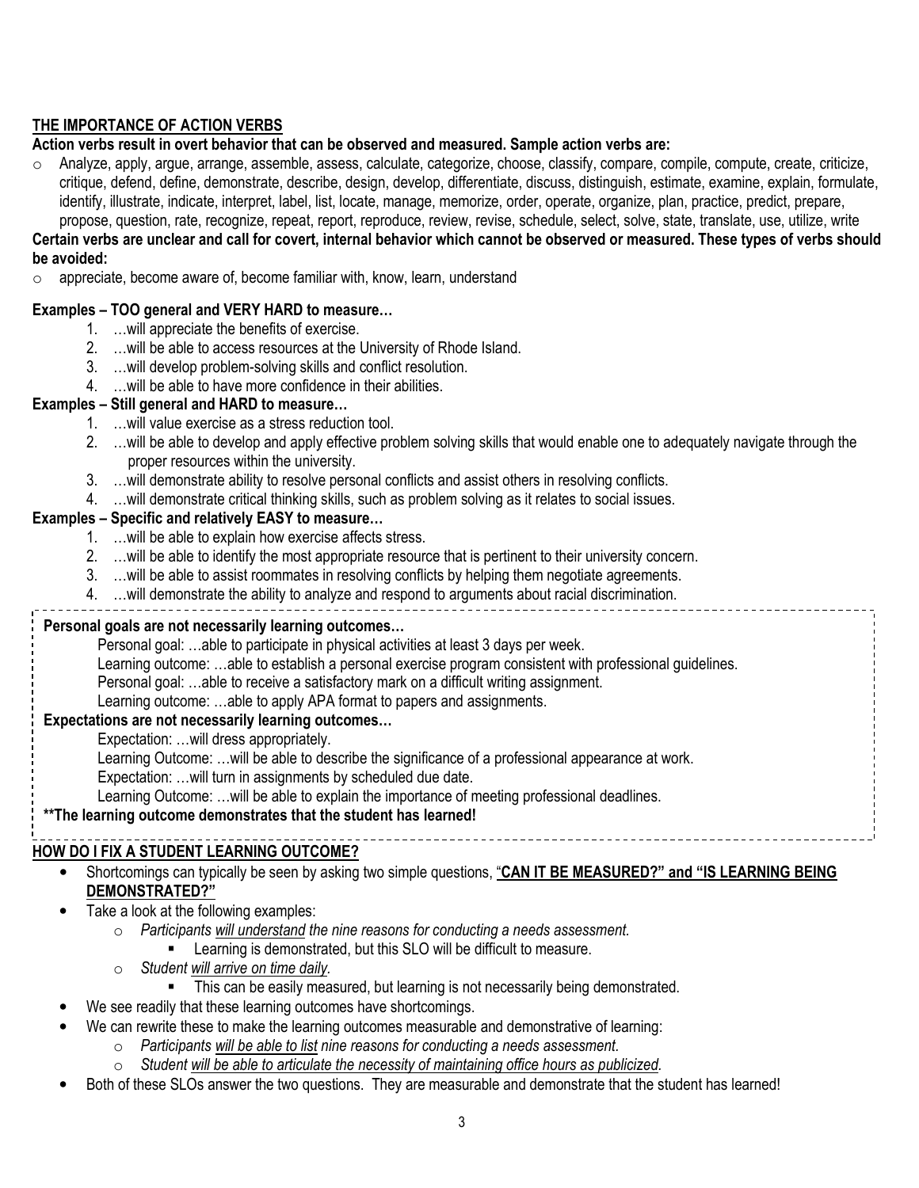## THE IMPORTANCE OF ACTION VERBS

**Action verbs result in overt behavior that can be observed and measured. Sample action verbs are:**

- Analyze, apply, argue, arrange, assemble, assess, calculate, categorize, choose, classify, compare, compile, compute, create, criticize, critique, defend, define, demonstrate, describe, design, develop, differentiate, discuss, distinguish, estimate, examine, explain, formulate, identify, illustrate, indicate, interpret, label, list, locate, manage, memorize, order, operate, organize, plan, practice, predict, prepare, propose, question, rate, recognize, repeat, report, reproduce, review, revise, schedule, select, solve, state, translate, use, utilize, write

**Certain verbs are unclear and call for covert, internal behavior which cannot be observed or measured. These types of verbs should be avoided:**

- appreciate, become aware of, become familiar with, know, learn, understand

**Examples – TOO general and VERY HARD to measure…**

1. …will appreciate the benefits of exercise.
2. …will be able to access resources at the University of Rhode Island.
3. …will develop problem-solving skills and conflict resolution.
4. …will be able to have more confidence in their abilities.

**Examples – Still general and HARD to measure…**

1. …will value exercise as a stress reduction tool.
2. …will be able to develop and apply effective problem solving skills that would enable one to adequately navigate through the proper resources within the university.
3. …will demonstrate ability to resolve personal conflicts and assist others in resolving conflicts.
4. …will demonstrate critical thinking skills, such as problem solving as it relates to social issues.

**Examples – Specific and relatively EASY to measure…**

1. …will be able to explain how exercise affects stress.
2. …will be able to identify the most appropriate resource that is pertinent to their university concern.
3. …will be able to assist roommates in resolving conflicts by helping them negotiate agreements.
4. …will demonstrate the ability to analyze and respond to arguments about racial discrimination.

---

**Personal goals are not necessarily learning outcomes…**

Personal goal: …able to participate in physical activities at least 3 days per week.
Learning outcome: …able to establish a personal exercise program consistent with professional guidelines.
Personal goal: …able to receive a satisfactory mark on a difficult writing assignment.
Learning outcome: …able to apply APA format to papers and assignments.

**Expectations are not necessarily learning outcomes…**

Expectation: …will dress appropriately.
Learning Outcome: …will be able to describe the significance of a professional appearance at work.
Expectation: …will turn in assignments by scheduled due date.
Learning Outcome: …will be able to explain the importance of meeting professional deadlines.

**\*\*The learning outcome demonstrates that the student has learned!**

---

## HOW DO I FIX A STUDENT LEARNING OUTCOME?

- Shortcomings can typically be seen by asking two simple questions, "**CAN IT BE MEASURED?" and "IS LEARNING BEING DEMONSTRATED?"**
- Take a look at the following examples:
  - *Participants will understand the nine reasons for conducting a needs assessment.*
    - Learning is demonstrated, but this SLO will be difficult to measure.
  - *Student will arrive on time daily.*
    - This can be easily measured, but learning is not necessarily being demonstrated.
- We see readily that these learning outcomes have shortcomings.
- We can rewrite these to make the learning outcomes measurable and demonstrative of learning:
  - *Participants will be able to list nine reasons for conducting a needs assessment.*
  - *Student will be able to articulate the necessity of maintaining office hours as publicized.*
- Both of these SLOs answer the two questions. They are measurable and demonstrate that the student has learned!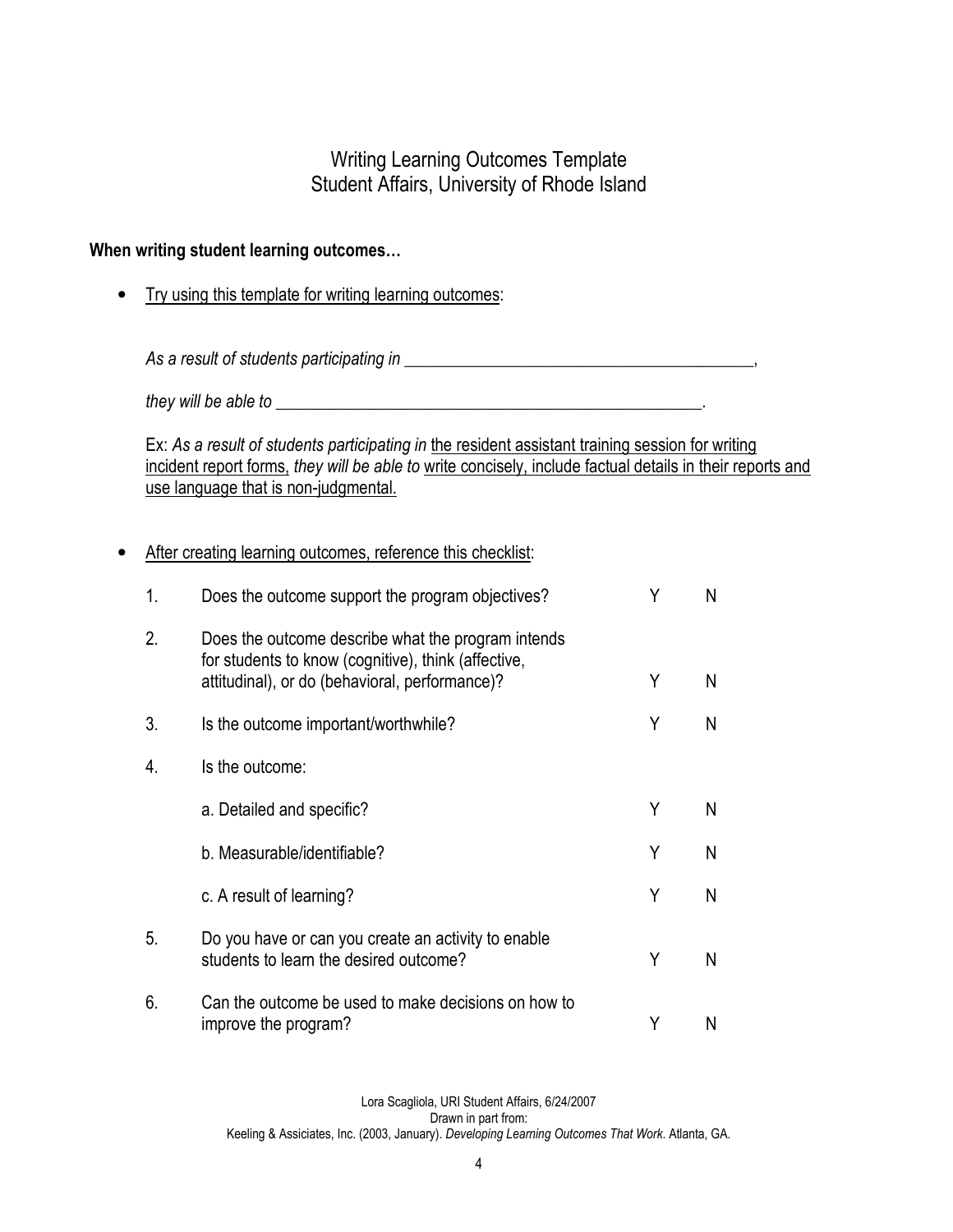# Writing Learning Outcomes Template
## Student Affairs, University of Rhode Island

**When writing student learning outcomes…**

- Try using this template for writing learning outcomes:

  *As a result of students participating in* ________________________________________,

  *they will be able to* ___________________________________________________.

  Ex: *As a result of students participating in* the resident assistant training session for writing incident report forms, *they will be able to* write concisely, include factual details in their reports and use language that is non-judgmental.

- After creating learning outcomes, reference this checklist:

| | | | |
|---|---|---|---|
| 1. | Does the outcome support the program objectives? | Y | N |
| 2. | Does the outcome describe what the program intends for students to know (cognitive), think (affective, attitudinal), or do (behavioral, performance)? | Y | N |
| 3. | Is the outcome important/worthwhile? | Y | N |
| 4. | Is the outcome: | | |
| | a. Detailed and specific? | Y | N |
| | b. Measurable/identifiable? | Y | N |
| | c. A result of learning? | Y | N |
| 5. | Do you have or can you create an activity to enable students to learn the desired outcome? | Y | N |
| 6. | Can the outcome be used to make decisions on how to improve the program? | Y | N |

Lora Scagliola, URI Student Affairs, 6/24/2007
Drawn in part from:
Keeling & Assiciates, Inc. (2003, January). *Developing Learning Outcomes That Work*. Atlanta, GA.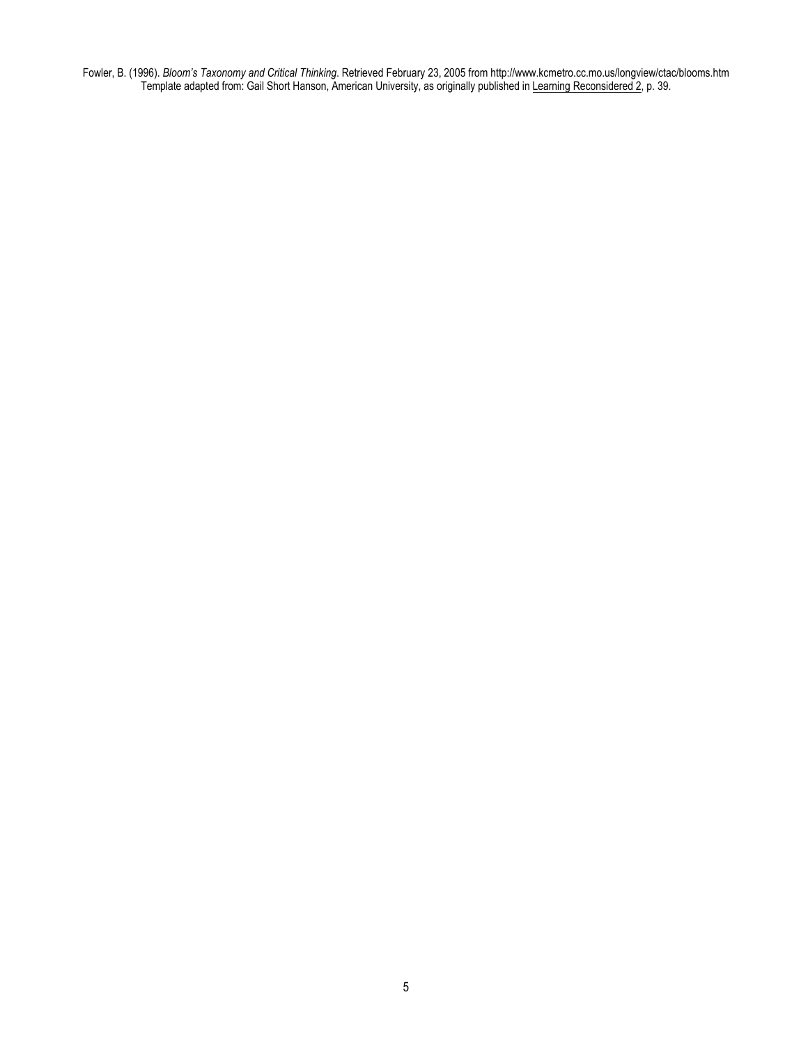Fowler, B. (1996). *Bloom's Taxonomy and Critical Thinking*. Retrieved February 23, 2005 from http://www.kcmetro.cc.mo.us/longview/ctac/blooms.htm
Template adapted from: Gail Short Hanson, American University, as originally published in Learning Reconsidered 2, p. 39.